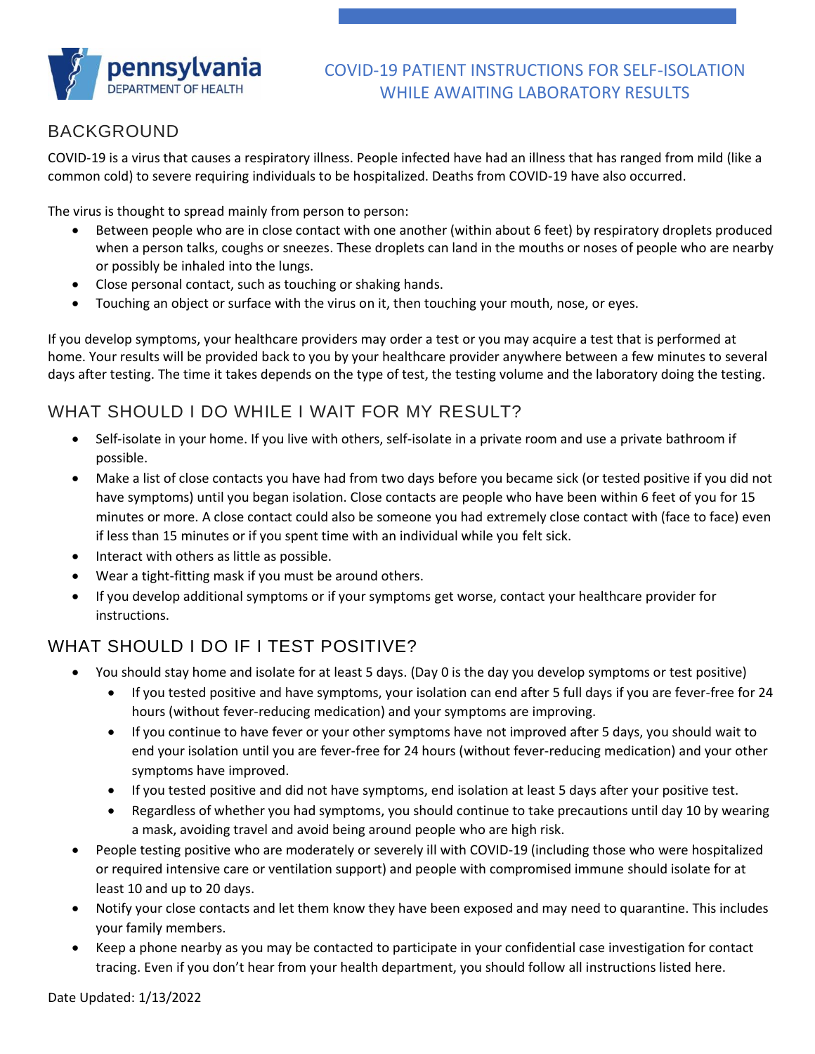# COVID-19 PATIENT INSTRUCTIONS FOR SELF-ISOLATION WHILE AWAITING LABORATORY RESULTS

## BACKGROUND

COVID-19 is a virus that causes a respiratory illness. People infected have had an illness that has ranged from mild (like a common cold) to severe requiring individuals to be hospitalized. Deaths from COVID-19 have also occurred.

The virus is thought to spread mainly from person to person:

- Between people who are in close contact with one another (within about 6 feet) by respiratory droplets produced when a person talks, coughs or sneezes. These droplets can land in the mouths or noses of people who are nearby or possibly be inhaled into the lungs.
- Close personal contact, such as touching or shaking hands.
- Touching an object or surface with the virus on it, then touching your mouth, nose, or eyes.

If you develop symptoms, your healthcare providers may order a test or you may acquire a test that is performed at home. Your results will be provided back to you by your healthcare provider anywhere between a few minutes to several days after testing. The time it takes depends on the type of test, the testing volume and the laboratory doing the testing.

## WHAT SHOULD I DO WHILE I WAIT FOR MY RESULT?

- Self-isolate in your home. If you live with others, self-isolate in a private room and use a private bathroom if possible.
- Make a list of close contacts you have had from two days before you became sick (or tested positive if you did not have symptoms) until you began isolation. Close contacts are people who have been within 6 feet of you for 15 minutes or more. A close contact could also be someone you had extremely close contact with (face to face) even if less than 15 minutes or if you spent time with an individual while you felt sick.
- Interact with others as little as possible.
- Wear a tight-fitting mask if you must be around others.
- If you develop additional symptoms or if your symptoms get worse, contact your healthcare provider for instructions.

## WHAT SHOULD I DO IF I TEST POSITIVE?

- You should stay home and isolate for at least 5 days. (Day 0 is the day you develop symptoms or test positive)
  - If you tested positive and have symptoms, your isolation can end after 5 full days if you are fever-free for 24 hours (without fever-reducing medication) and your symptoms are improving.
  - If you continue to have fever or your other symptoms have not improved after 5 days, you should wait to end your isolation until you are fever-free for 24 hours (without fever-reducing medication) and your other symptoms have improved.
  - If you tested positive and did not have symptoms, end isolation at least 5 days after your positive test.
  - Regardless of whether you had symptoms, you should continue to take precautions until day 10 by wearing a mask, avoiding travel and avoid being around people who are high risk.
- People testing positive who are moderately or severely ill with COVID-19 (including those who were hospitalized or required intensive care or ventilation support) and people with compromised immune should isolate for at least 10 and up to 20 days.
- Notify your close contacts and let them know they have been exposed and may need to quarantine. This includes your family members.
- Keep a phone nearby as you may be contacted to participate in your confidential case investigation for contact tracing. Even if you don't hear from your health department, you should follow all instructions listed here.

Date Updated: 1/13/2022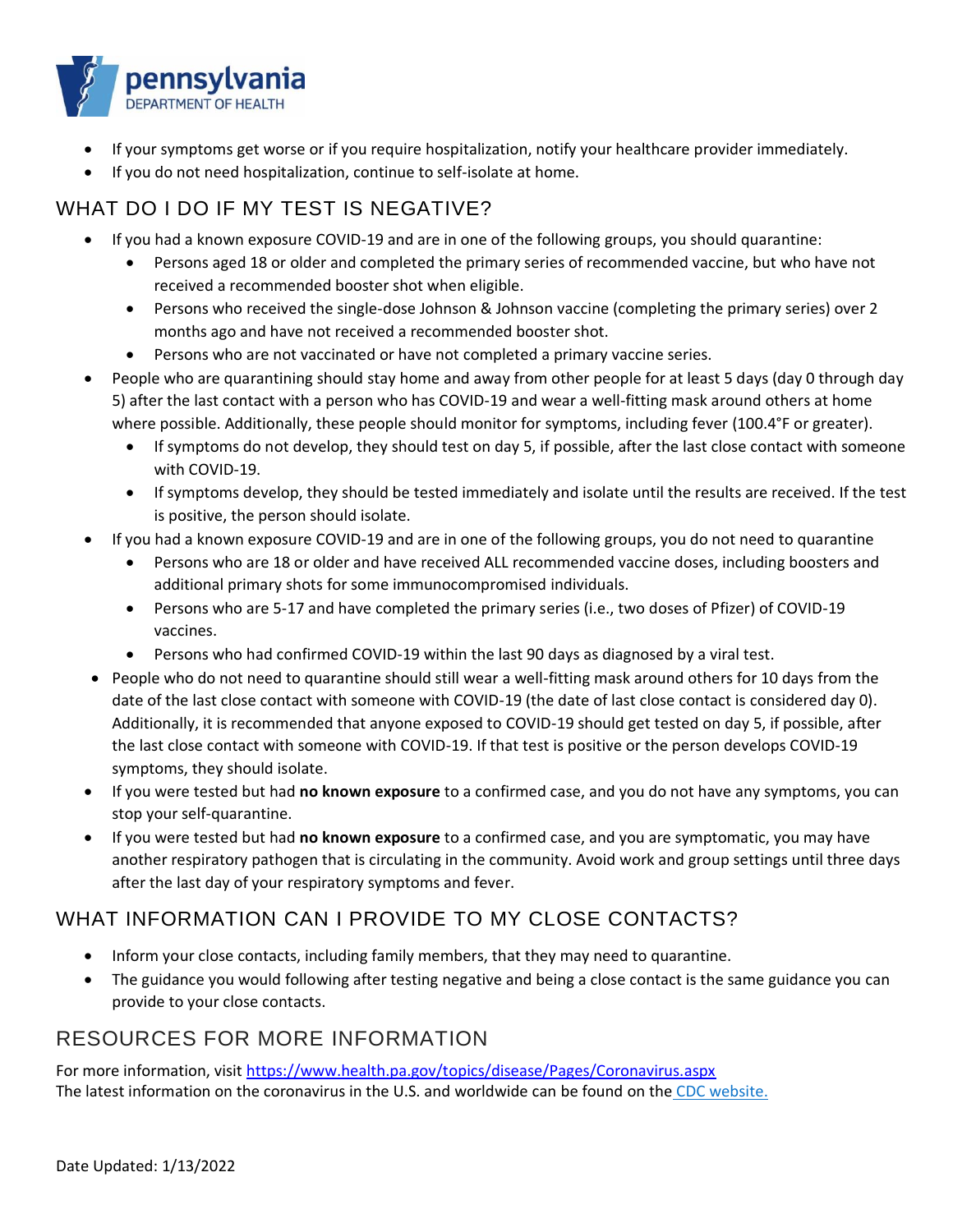- If your symptoms get worse or if you require hospitalization, notify your healthcare provider immediately.
- If you do not need hospitalization, continue to self-isolate at home.

## WHAT DO I DO IF MY TEST IS NEGATIVE?

- If you had a known exposure COVID-19 and are in one of the following groups, you should quarantine:
  - Persons aged 18 or older and completed the primary series of recommended vaccine, but who have not received a recommended booster shot when eligible.
  - Persons who received the single-dose Johnson & Johnson vaccine (completing the primary series) over 2 months ago and have not received a recommended booster shot.
  - Persons who are not vaccinated or have not completed a primary vaccine series.
- People who are quarantining should stay home and away from other people for at least 5 days (day 0 through day 5) after the last contact with a person who has COVID-19 and wear a well-fitting mask around others at home where possible. Additionally, these people should monitor for symptoms, including fever (100.4°F or greater).
  - If symptoms do not develop, they should test on day 5, if possible, after the last close contact with someone with COVID-19.
  - If symptoms develop, they should be tested immediately and isolate until the results are received. If the test is positive, the person should isolate.
- If you had a known exposure COVID-19 and are in one of the following groups, you do not need to quarantine
  - Persons who are 18 or older and have received ALL recommended vaccine doses, including boosters and additional primary shots for some immunocompromised individuals.
  - Persons who are 5-17 and have completed the primary series (i.e., two doses of Pfizer) of COVID-19 vaccines.
  - Persons who had confirmed COVID-19 within the last 90 days as diagnosed by a viral test.
- People who do not need to quarantine should still wear a well-fitting mask around others for 10 days from the date of the last close contact with someone with COVID-19 (the date of last close contact is considered day 0). Additionally, it is recommended that anyone exposed to COVID-19 should get tested on day 5, if possible, after the last close contact with someone with COVID-19. If that test is positive or the person develops COVID-19 symptoms, they should isolate.
- If you were tested but had **no known exposure** to a confirmed case, and you do not have any symptoms, you can stop your self-quarantine.
- If you were tested but had **no known exposure** to a confirmed case, and you are symptomatic, you may have another respiratory pathogen that is circulating in the community. Avoid work and group settings until three days after the last day of your respiratory symptoms and fever.

## WHAT INFORMATION CAN I PROVIDE TO MY CLOSE CONTACTS?

- Inform your close contacts, including family members, that they may need to quarantine.
- The guidance you would following after testing negative and being a close contact is the same guidance you can provide to your close contacts.

## RESOURCES FOR MORE INFORMATION

For more information, visit https://www.health.pa.gov/topics/disease/Pages/Coronavirus.aspx
The latest information on the coronavirus in the U.S. and worldwide can be found on the CDC website.

Date Updated: 1/13/2022